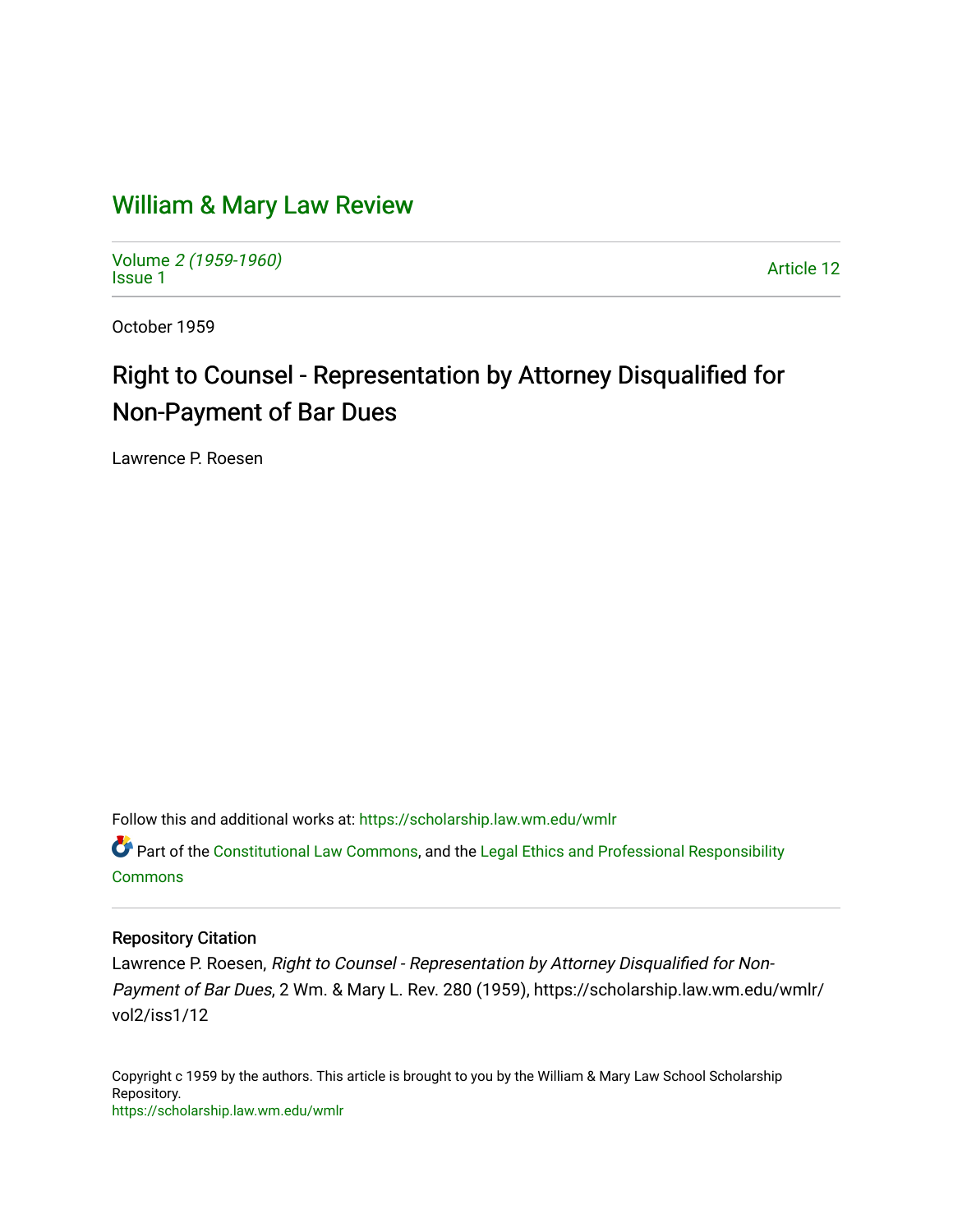# William & Mary Law Review

Volume 2 (1959-1960)
Issue 1

Article 12

October 1959

## Right to Counsel - Representation by Attorney Disqualified for Non-Payment of Bar Dues

Lawrence P. Roesen

Follow this and additional works at: https://scholarship.law.wm.edu/wmlr

Part of the Constitutional Law Commons, and the Legal Ethics and Professional Responsibility Commons

### Repository Citation

Lawrence P. Roesen, *Right to Counsel - Representation by Attorney Disqualified for Non-Payment of Bar Dues*, 2 Wm. & Mary L. Rev. 280 (1959), https://scholarship.law.wm.edu/wmlr/vol2/iss1/12

Copyright c 1959 by the authors. This article is brought to you by the William & Mary Law School Scholarship Repository.
https://scholarship.law.wm.edu/wmlr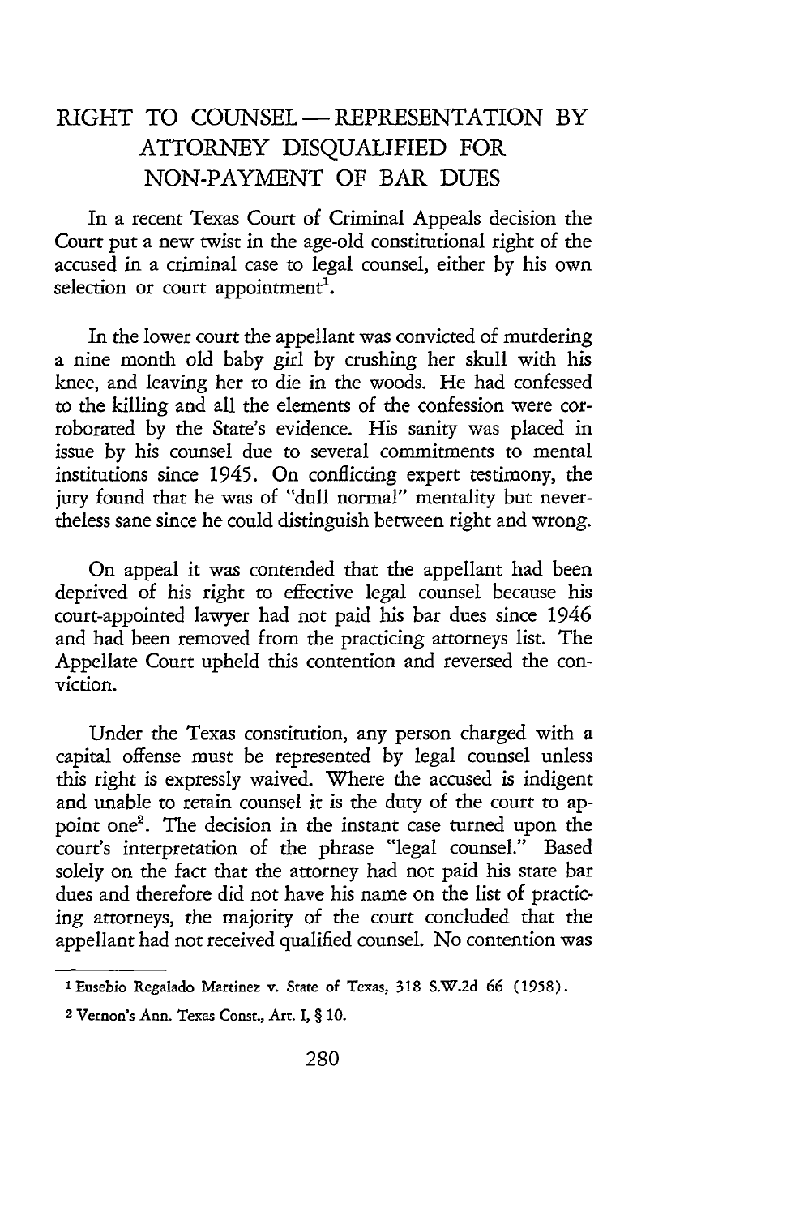# RIGHT TO COUNSEL — REPRESENTATION BY ATTORNEY DISQUALIFIED FOR NON-PAYMENT OF BAR DUES

In a recent Texas Court of Criminal Appeals decision the Court put a new twist in the age-old constitutional right of the accused in a criminal case to legal counsel, either by his own selection or court appointment[1].

In the lower court the appellant was convicted of murdering a nine month old baby girl by crushing her skull with his knee, and leaving her to die in the woods. He had confessed to the killing and all the elements of the confession were corroborated by the State's evidence. His sanity was placed in issue by his counsel due to several commitments to mental institutions since 1945. On conflicting expert testimony, the jury found that he was of "dull normal" mentality but nevertheless sane since he could distinguish between right and wrong.

On appeal it was contended that the appellant had been deprived of his right to effective legal counsel because his court-appointed lawyer had not paid his bar dues since 1946 and had been removed from the practicing attorneys list. The Appellate Court upheld this contention and reversed the conviction.

Under the Texas constitution, any person charged with a capital offense must be represented by legal counsel unless this right is expressly waived. Where the accused is indigent and unable to retain counsel it is the duty of the court to appoint one[2]. The decision in the instant case turned upon the court's interpretation of the phrase "legal counsel." Based solely on the fact that the attorney had not paid his state bar dues and therefore did not have his name on the list of practicing attorneys, the majority of the court concluded that the appellant had not received qualified counsel. No contention was

---

[1] Eusebio Regalado Martinez v. State of Texas, 318 S.W.2d 66 (1958).

[2] Vernon's Ann. Texas Const., Art. I, § 10.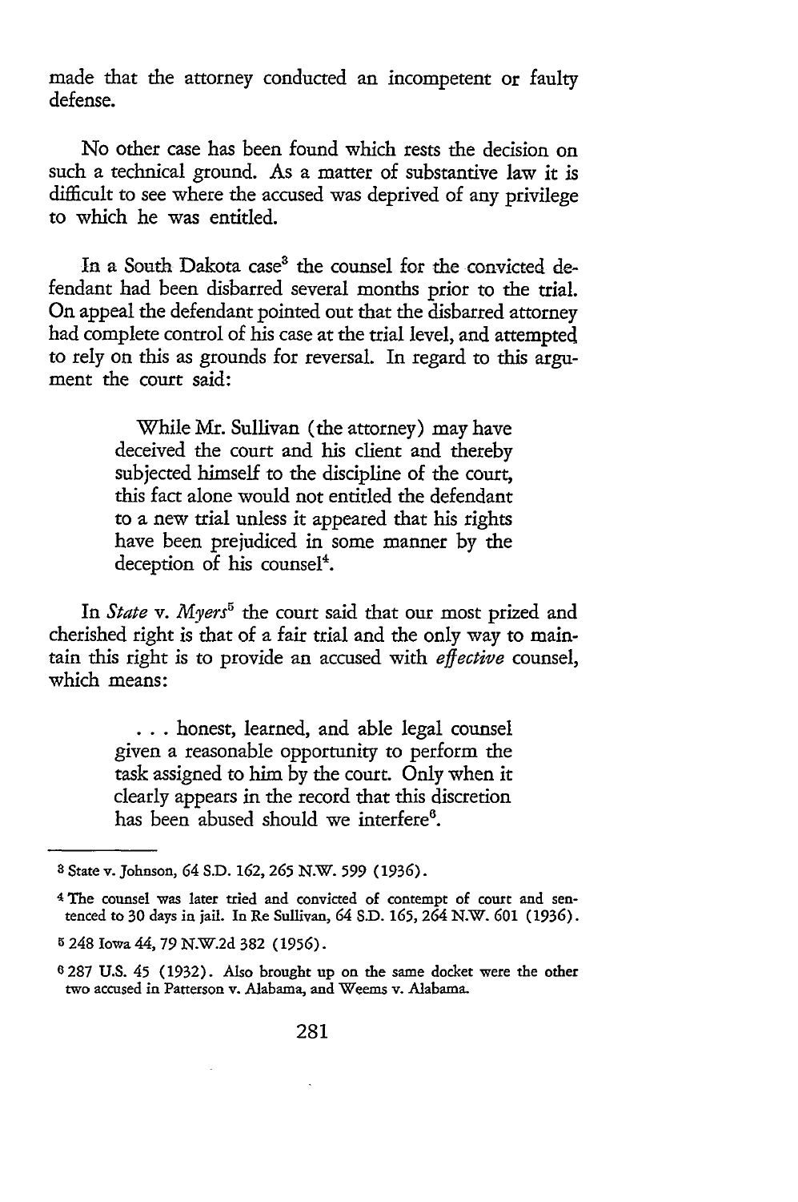made that the attorney conducted an incompetent or faulty defense.

No other case has been found which rests the decision on such a technical ground. As a matter of substantive law it is difficult to see where the accused was deprived of any privilege to which he was entitled.

In a South Dakota case[3] the counsel for the convicted defendant had been disbarred several months prior to the trial. On appeal the defendant pointed out that the disbarred attorney had complete control of his case at the trial level, and attempted to rely on this as grounds for reversal. In regard to this argument the court said:

> While Mr. Sullivan (the attorney) may have deceived the court and his client and thereby subjected himself to the discipline of the court, this fact alone would not entitled the defendant to a new trial unless it appeared that his rights have been prejudiced in some manner by the deception of his counsel[4].

In *State* v. *Myers*[5] the court said that our most prized and cherished right is that of a fair trial and the only way to maintain this right is to provide an accused with *effective* counsel, which means:

> . . . honest, learned, and able legal counsel given a reasonable opportunity to perform the task assigned to him by the court. Only when it clearly appears in the record that this discretion has been abused should we interfere[6].

---

[3] State v. Johnson, 64 S.D. 162, 265 N.W. 599 (1936).

[4] The counsel was later tried and convicted of contempt of court and sentenced to 30 days in jail. In Re Sullivan, 64 S.D. 165, 264 N.W. 601 (1936).

[5] 248 Iowa 44, 79 N.W.2d 382 (1956).

[6] 287 U.S. 45 (1932). Also brought up on the same docket were the other two accused in Patterson v. Alabama, and Weems v. Alabama.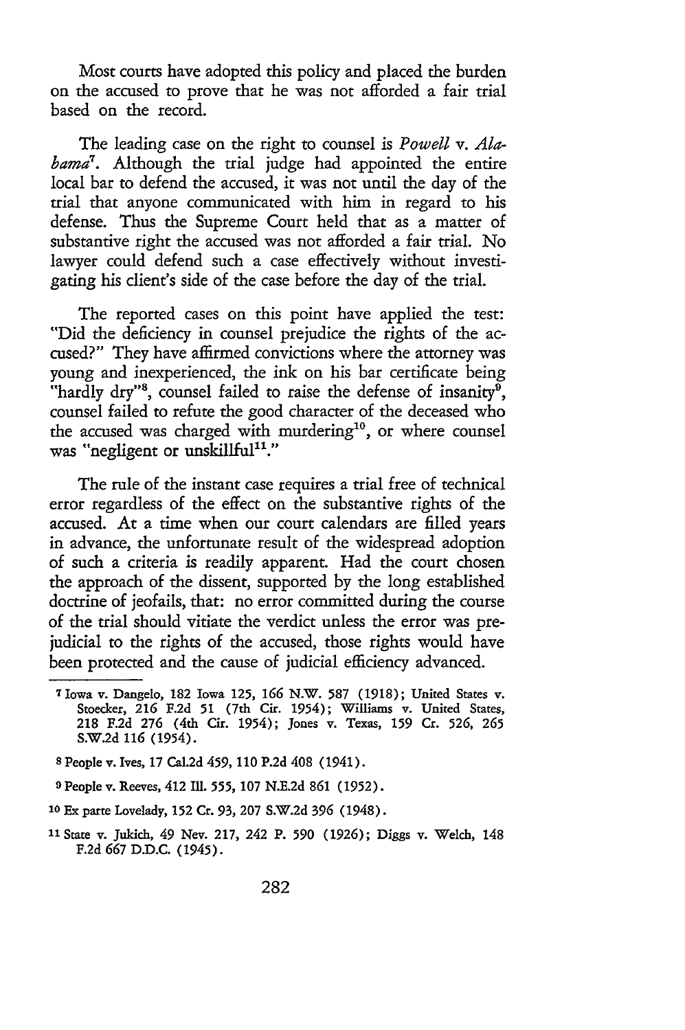Most courts have adopted this policy and placed the burden on the accused to prove that he was not afforded a fair trial based on the record.

The leading case on the right to counsel is *Powell* v. *Alabama*[7]. Although the trial judge had appointed the entire local bar to defend the accused, it was not until the day of the trial that anyone communicated with him in regard to his defense. Thus the Supreme Court held that as a matter of substantive right the accused was not afforded a fair trial. No lawyer could defend such a case effectively without investigating his client's side of the case before the day of the trial.

The reported cases on this point have applied the test: "Did the deficiency in counsel prejudice the rights of the accused?" They have affirmed convictions where the attorney was young and inexperienced, the ink on his bar certificate being "hardly dry"[8], counsel failed to raise the defense of insanity[9], counsel failed to refute the good character of the deceased who the accused was charged with murdering[10], or where counsel was "negligent or unskillful[11]."

The rule of the instant case requires a trial free of technical error regardless of the effect on the substantive rights of the accused. At a time when our court calendars are filled years in advance, the unfortunate result of the widespread adoption of such a criteria is readily apparent. Had the court chosen the approach of the dissent, supported by the long established doctrine of jeofails, that: no error committed during the course of the trial should vitiate the verdict unless the error was prejudicial to the rights of the accused, those rights would have been protected and the cause of judicial efficiency advanced.

---

[7] Iowa v. Dangelo, 182 Iowa 125, 166 N.W. 587 (1918); United States v. Stoecker, 216 F.2d 51 (7th Cir. 1954); Williams v. United States, 218 F.2d 276 (4th Cir. 1954); Jones v. Texas, 159 Cr. 526, 265 S.W.2d 116 (1954).

[8] People v. Ives, 17 Cal.2d 459, 110 P.2d 408 (1941).

[9] People v. Reeves, 412 Ill. 555, 107 N.E.2d 861 (1952).

[10] Ex parte Lovelady, 152 Cr. 93, 207 S.W.2d 396 (1948).

[11] State v. Jukich, 49 Nev. 217, 242 P. 590 (1926); Diggs v. Welch, 148 F.2d 667 D.D.C. (1945).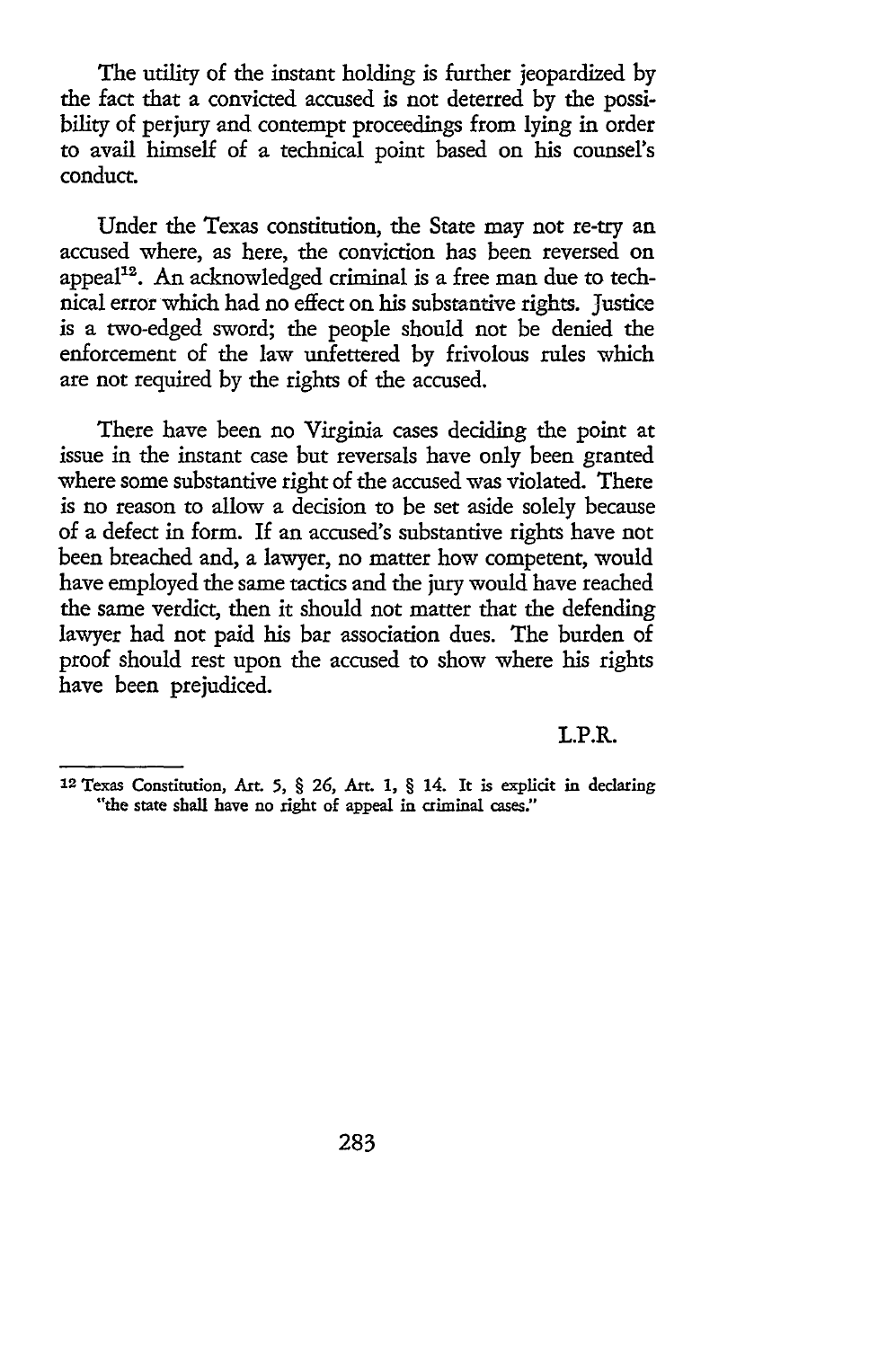The utility of the instant holding is further jeopardized by the fact that a convicted accused is not deterred by the possibility of perjury and contempt proceedings from lying in order to avail himself of a technical point based on his counsel's conduct.

Under the Texas constitution, the State may not re-try an accused where, as here, the conviction has been reversed on appeal[12]. An acknowledged criminal is a free man due to technical error which had no effect on his substantive rights. Justice is a two-edged sword; the people should not be denied the enforcement of the law unfettered by frivolous rules which are not required by the rights of the accused.

There have been no Virginia cases deciding the point at issue in the instant case but reversals have only been granted where some substantive right of the accused was violated. There is no reason to allow a decision to be set aside solely because of a defect in form. If an accused's substantive rights have not been breached and, a lawyer, no matter how competent, would have employed the same tactics and the jury would have reached the same verdict, then it should not matter that the defending lawyer had not paid his bar association dues. The burden of proof should rest upon the accused to show where his rights have been prejudiced.

L.P.R.

---

[12] Texas Constitution, Art. 5, § 26, Art. 1, § 14. It is explicit in declaring "the state shall have no right of appeal in criminal cases."